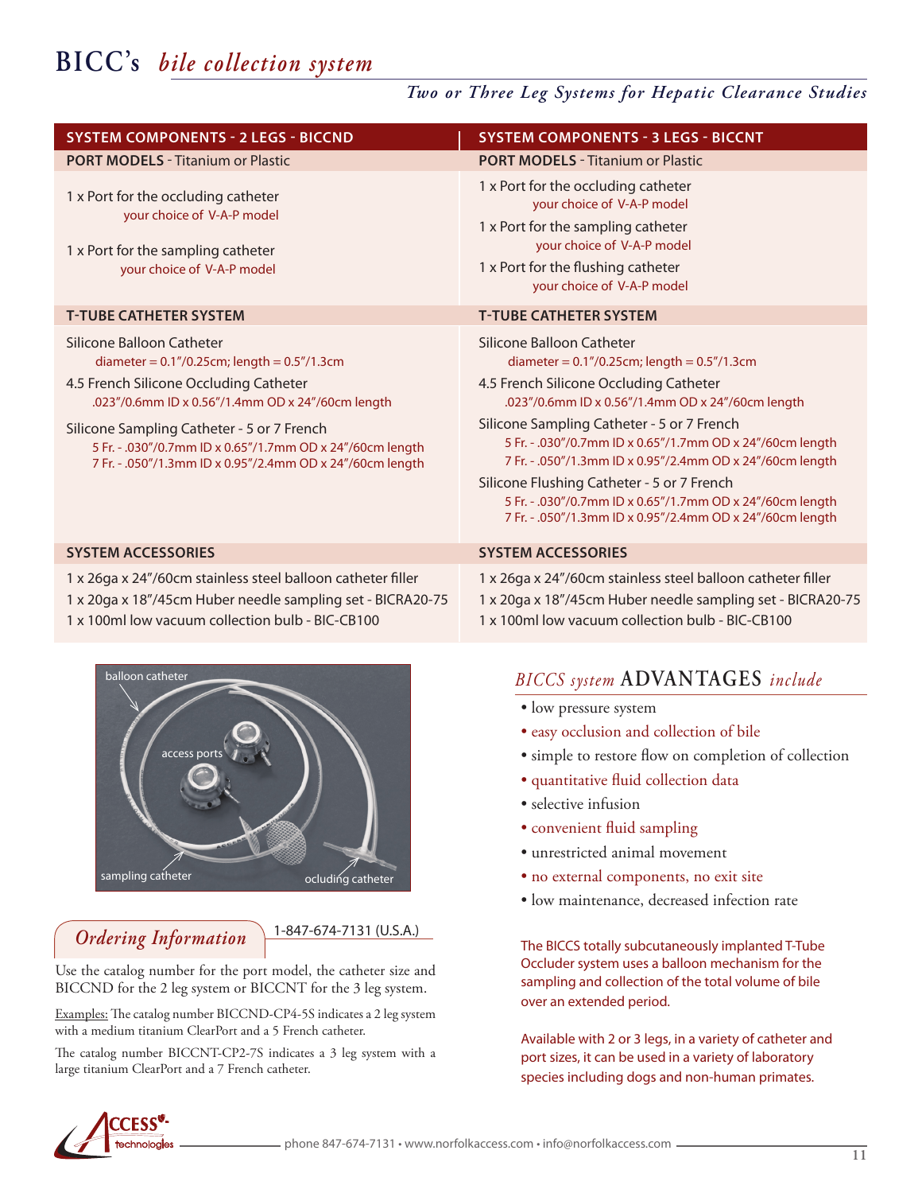# BICC's *bile collection system*

### *Two or Three Leg Systems for Hepatic Clearance Studies*

| SYSTEM COMPONENTS - 2 LEGS - BICCND | SYSTEM COMPONENTS - 3 LEGS - BICCNT |
|---|---|
| **PORT MODELS** - Titanium or Plastic | **PORT MODELS** - Titanium or Plastic |
| 1 x Port for the occluding catheter<br>your choice of V-A-P model<br><br>1 x Port for the sampling catheter<br>your choice of V-A-P model | 1 x Port for the occluding catheter<br>your choice of V-A-P model<br>1 x Port for the sampling catheter<br>your choice of V-A-P model<br>1 x Port for the flushing catheter<br>your choice of V-A-P model |
| **T-TUBE CATHETER SYSTEM** | **T-TUBE CATHETER SYSTEM** |
| Silicone Balloon Catheter<br>diameter = 0.1"/0.25cm; length = 0.5"/1.3cm<br>4.5 French Silicone Occluding Catheter<br>.023"/0.6mm ID x 0.56"/1.4mm OD x 24"/60cm length<br>Silicone Sampling Catheter - 5 or 7 French<br>5 Fr. - .030"/0.7mm ID x 0.65"/1.7mm OD x 24"/60cm length<br>7 Fr. - .050"/1.3mm ID x 0.95"/2.4mm OD x 24"/60cm length | Silicone Balloon Catheter<br>diameter = 0.1"/0.25cm; length = 0.5"/1.3cm<br>4.5 French Silicone Occluding Catheter<br>.023"/0.6mm ID x 0.56"/1.4mm OD x 24"/60cm length<br>Silicone Sampling Catheter - 5 or 7 French<br>5 Fr. - .030"/0.7mm ID x 0.65"/1.7mm OD x 24"/60cm length<br>7 Fr. - .050"/1.3mm ID x 0.95"/2.4mm OD x 24"/60cm length<br>Silicone Flushing Catheter - 5 or 7 French<br>5 Fr. - .030"/0.7mm ID x 0.65"/1.7mm OD x 24"/60cm length<br>7 Fr. - .050"/1.3mm ID x 0.95"/2.4mm OD x 24"/60cm length |
| **SYSTEM ACCESSORIES** | **SYSTEM ACCESSORIES** |
| 1 x 26ga x 24"/60cm stainless steel balloon catheter filler<br>1 x 20ga x 18"/45cm Huber needle sampling set - BICRA20-75<br>1 x 100ml low vacuum collection bulb - BIC-CB100 | 1 x 26ga x 24"/60cm stainless steel balloon catheter filler<br>1 x 20ga x 18"/45cm Huber needle sampling set - BICRA20-75<br>1 x 100ml low vacuum collection bulb - BIC-CB100 |

balloon catheter, access ports, sampling catheter, ocluding catheter

## *Ordering Information*

1-847-674-7131 (U.S.A.)

Use the catalog number for the port model, the catheter size and BICCND for the 2 leg system or BICCNT for the 3 leg system.

Examples: The catalog number BICCND-CP4-5S indicates a 2 leg system with a medium titanium ClearPort and a 5 French catheter.

The catalog number BICCNT-CP2-7S indicates a 3 leg system with a large titanium ClearPort and a 7 French catheter.

## *BICCS system* ADVANTAGES *include*

- low pressure system
- easy occlusion and collection of bile
- simple to restore flow on completion of collection
- quantitative fluid collection data
- selective infusion
- convenient fluid sampling
- unrestricted animal movement
- no external components, no exit site
- low maintenance, decreased infection rate

The BICCS totally subcutaneously implanted T-Tube Occluder system uses a balloon mechanism for the sampling and collection of the total volume of bile over an extended period.

Available with 2 or 3 legs, in a variety of catheter and port sizes, it can be used in a variety of laboratory species including dogs and non-human primates.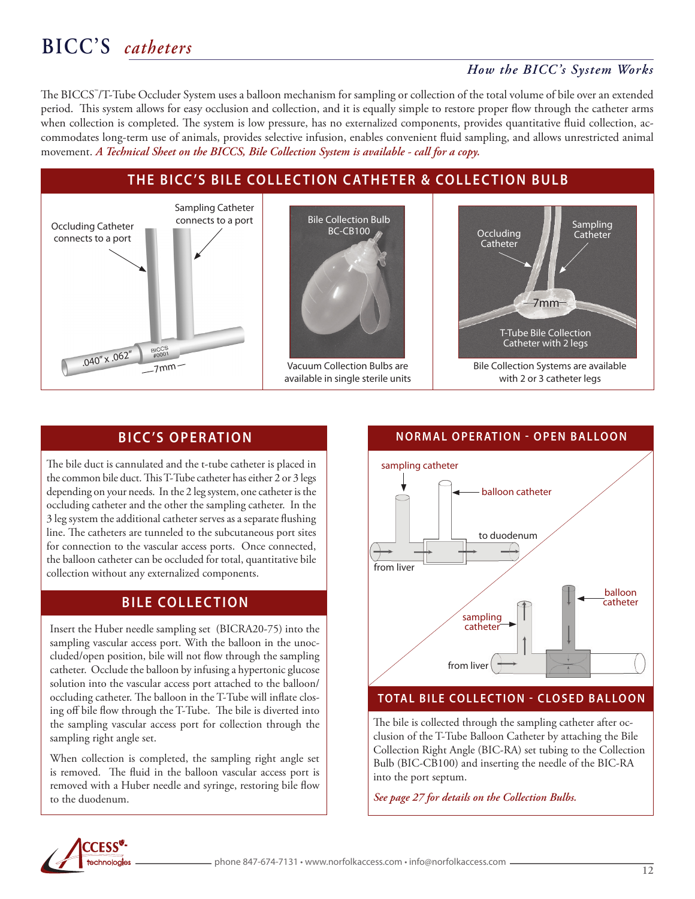# BICC'S *catheters*

### *How the BICC's System Works*

The BICCS™/T-Tube Occluder System uses a balloon mechanism for sampling or collection of the total volume of bile over an extended period. This system allows for easy occlusion and collection, and it is equally simple to restore proper flow through the catheter arms when collection is completed. The system is low pressure, has no externalized components, provides quantitative fluid collection, accommodates long-term use of animals, provides selective infusion, enables convenient fluid sampling, and allows unrestricted animal movement. ***A Technical Sheet on the BICCS, Bile Collection System is available - call for a copy.***

## THE BICC'S BILE COLLECTION CATHETER & COLLECTION BULB

Occluding Catheter connects to a port

Sampling Catheter connects to a port

.040" x .062"

BICCS #0001

7mm

Bile Collection Bulb BC-CB100

Vacuum Collection Bulbs are available in single sterile units

Occluding Catheter

Sampling Catheter

7mm

T-Tube Bile Collection Catheter with 2 legs

Bile Collection Systems are available with 2 or 3 catheter legs

## BICC'S OPERATION

The bile duct is cannulated and the t-tube catheter is placed in the common bile duct. This T-Tube catheter has either 2 or 3 legs depending on your needs. In the 2 leg system, one catheter is the occluding catheter and the other the sampling catheter. In the 3 leg system the additional catheter serves as a separate flushing line. The catheters are tunneled to the subcutaneous port sites for connection to the vascular access ports. Once connected, the balloon catheter can be occluded for total, quantitative bile collection without any externalized components.

## BILE COLLECTION

Insert the Huber needle sampling set (BICRA20-75) into the sampling vascular access port. With the balloon in the unoccluded/open position, bile will not flow through the sampling catheter. Occlude the balloon by infusing a hypertonic glucose solution into the vascular access port attached to the balloon/occluding catheter. The balloon in the T-Tube will inflate closing off bile flow through the T-Tube. The bile is diverted into the sampling vascular access port for collection through the sampling right angle set.

When collection is completed, the sampling right angle set is removed. The fluid in the balloon vascular access port is removed with a Huber needle and syringe, restoring bile flow to the duodenum.

## NORMAL OPERATION - OPEN BALLOON

sampling catheter

balloon catheter

to duodenum

from liver

balloon catheter

sampling catheter

from liver

## TOTAL BILE COLLECTION - CLOSED BALLOON

The bile is collected through the sampling catheter after occlusion of the T-Tube Balloon Catheter by attaching the Bile Collection Right Angle (BIC-RA) set tubing to the Collection Bulb (BIC-CB100) and inserting the needle of the BIC-RA into the port septum.

***See page 27 for details on the Collection Bulbs.***